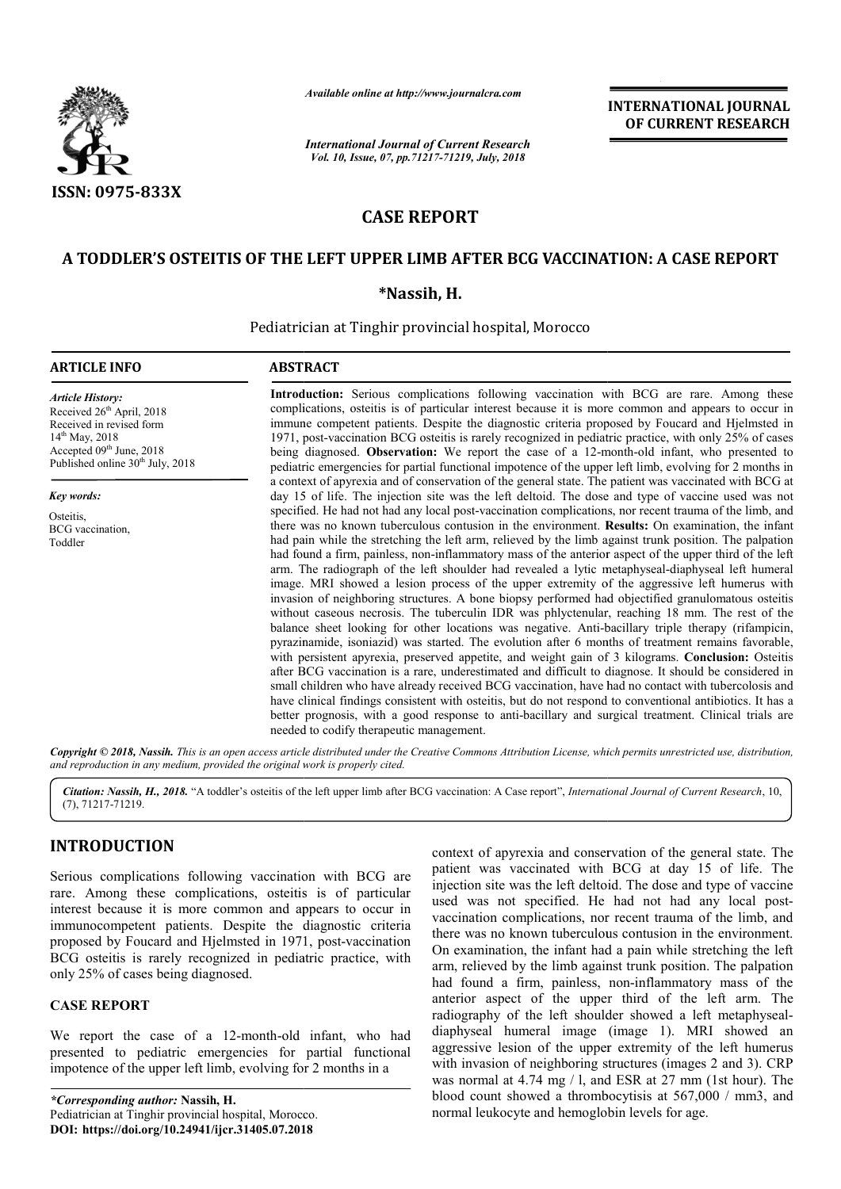*Available online at http://www.journalcra.com*

*International Journal of Current Research*
*Vol. 10, Issue, 07, pp.71217-71219, July, 2018*

**INTERNATIONAL JOURNAL OF CURRENT RESEARCH**

**ISSN: 0975-833X**

# CASE REPORT

## A TODDLER'S OSTEITIS OF THE LEFT UPPER LIMB AFTER BCG VACCINATION: A CASE REPORT

**\*Nassih, H.**

Pediatrician at Tinghir provincial hospital, Morocco

**ARTICLE INFO**

*Article History:*
Received 26th April, 2018
Received in revised form
14th May, 2018
Accepted 09th June, 2018
Published online 30th July, 2018

*Key words:*
Osteitis,
BCG vaccination,
Toddler

**ABSTRACT**

**Introduction:** Serious complications following vaccination with BCG are rare. Among these complications, osteitis is of particular interest because it is more common and appears to occur in immune competent patients. Despite the diagnostic criteria proposed by Foucard and Hjelmsted in 1971, post-vaccination BCG osteitis is rarely recognized in pediatric practice, with only 25% of cases being diagnosed. **Observation:** We report the case of a 12-month-old infant, who presented to pediatric emergencies for partial functional impotence of the upper left limb, evolving for 2 months in a context of apyrexia and of conservation of the general state. The patient was vaccinated with BCG at day 15 of life. The injection site was the left deltoid. The dose and type of vaccine used was not specified. He had not had any local post-vaccination complications, nor recent trauma of the limb, and there was no known tuberculous contusion in the environment. **Results:** On examination, the infant had pain while the stretching the left arm, relieved by the limb against trunk position. The palpation had found a firm, painless, non-inflammatory mass of the anterior aspect of the upper third of the left arm. The radiograph of the left shoulder had revealed a lytic metaphyseal-diaphyseal left humeral image. MRI showed a lesion process of the upper extremity of the aggressive left humerus with invasion of neighboring structures. A bone biopsy performed had objectified granulomatous osteitis without caseous necrosis. The tuberculin IDR was phlyctenular, reaching 18 mm. The rest of the balance sheet looking for other locations was negative. Anti-bacillary triple therapy (rifampicin, pyrazinamide, isoniazid) was started. The evolution after 6 months of treatment remains favorable, with persistent apyrexia, preserved appetite, and weight gain of 3 kilograms. **Conclusion:** Osteitis after BCG vaccination is a rare, underestimated and difficult to diagnose. It should be considered in small children who have already received BCG vaccination, have had no contact with tubercolosis and have clinical findings consistent with osteitis, but do not respond to conventional antibiotics. It has a better prognosis, with a good response to anti-bacillary and surgical treatment. Clinical trials are needed to codify therapeutic management.

*Copyright © 2018, Nassih. This is an open access article distributed under the Creative Commons Attribution License, which permits unrestricted use, distribution, and reproduction in any medium, provided the original work is properly cited.*

***Citation:** Nassih, H., 2018. "A toddler's osteitis of the left upper limb after BCG vaccination: A Case report", International Journal of Current Research, 10, (7), 71217-71219.*

## INTRODUCTION

Serious complications following vaccination with BCG are rare. Among these complications, osteitis is of particular interest because it is more common and appears to occur in immunocompetent patients. Despite the diagnostic criteria proposed by Foucard and Hjelmsted in 1971, post-vaccination BCG osteitis is rarely recognized in pediatric practice, with only 25% of cases being diagnosed.

## CASE REPORT

We report the case of a 12-month-old infant, who had presented to pediatric emergencies for partial functional impotence of the upper left limb, evolving for 2 months in a context of apyrexia and conservation of the general state. The patient was vaccinated with BCG at day 15 of life. The injection site was the left deltoid. The dose and type of vaccine used was not specified. He had not had any local post-vaccination complications, nor recent trauma of the limb, and there was no known tuberculous contusion in the environment. On examination, the infant had a pain while stretching the left arm, relieved by the limb against trunk position. The palpation had found a firm, painless, non-inflammatory mass of the anterior aspect of the upper third of the left arm. The radiography of the left shoulder showed a left metaphyseal-diaphyseal humeral image (image 1). MRI showed an aggressive lesion of the upper extremity of the left humerus with invasion of neighboring structures (images 2 and 3). CRP was normal at 4.74 mg / l, and ESR at 27 mm (1st hour). The blood count showed a thrombocytisis at 567,000 / mm3, and normal leukocyte and hemoglobin levels for age.

*\*Corresponding author:* **Nassih, H.**
Pediatrician at Tinghir provincial hospital, Morocco.
**DOI: https://doi.org/10.24941/ijcr.31405.07.2018**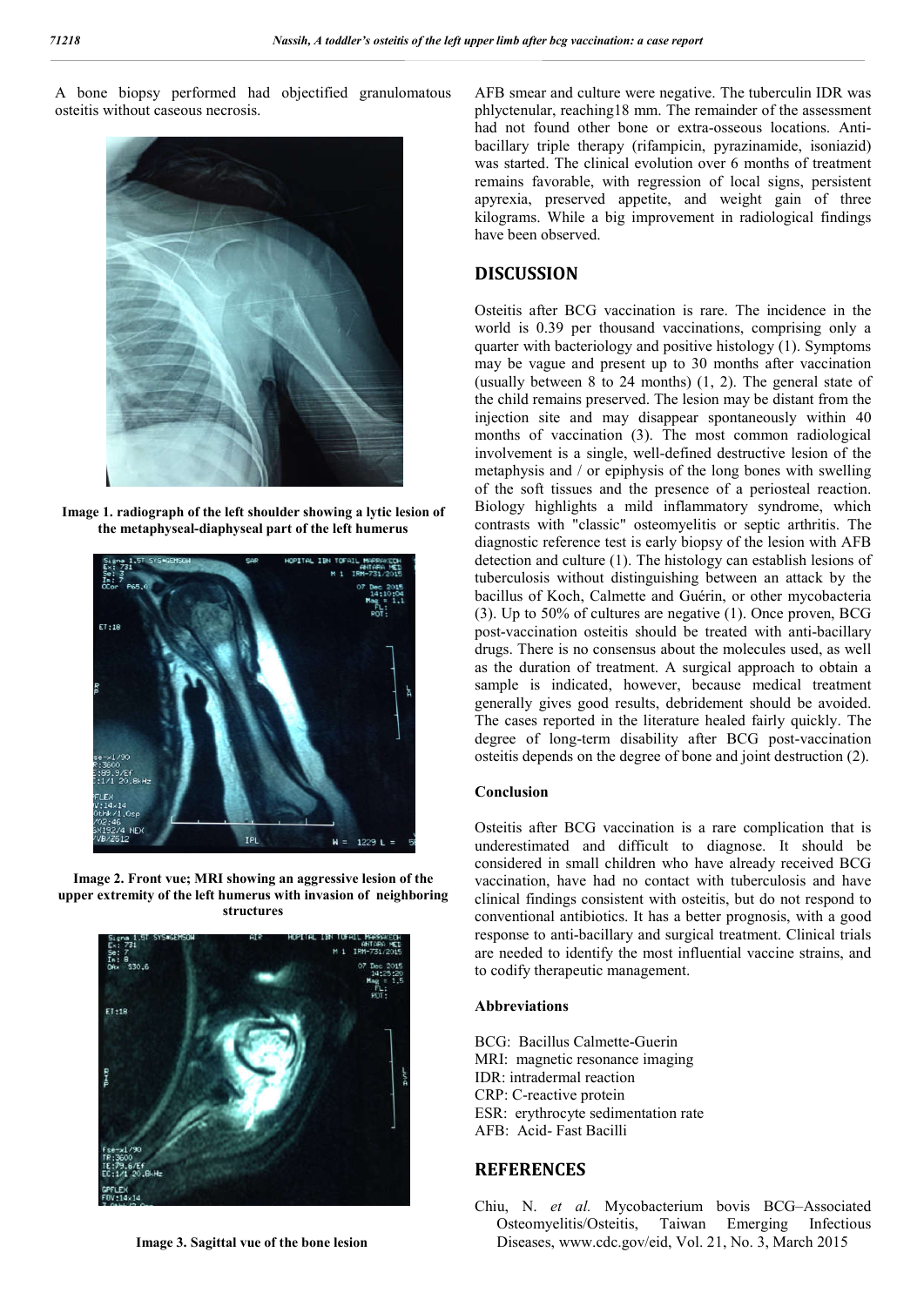A bone biopsy performed had objectified granulomatous osteitis without caseous necrosis.

Image 1. radiograph of the left shoulder showing a lytic lesion of the metaphyseal-diaphyseal part of the left humerus

Image 2. Front vue; MRI showing an aggressive lesion of the upper extremity of the left humerus with invasion of neighboring structures

Image 3. Sagittal vue of the bone lesion

AFB smear and culture were negative. The tuberculin IDR was phlyctenular, reaching18 mm. The remainder of the assessment had not found other bone or extra-osseous locations. Anti-bacillary triple therapy (rifampicin, pyrazinamide, isoniazid) was started. The clinical evolution over 6 months of treatment remains favorable, with regression of local signs, persistent apyrexia, preserved appetite, and weight gain of three kilograms. While a big improvement in radiological findings have been observed.

## DISCUSSION

Osteitis after BCG vaccination is rare. The incidence in the world is 0.39 per thousand vaccinations, comprising only a quarter with bacteriology and positive histology (1). Symptoms may be vague and present up to 30 months after vaccination (usually between 8 to 24 months) (1, 2). The general state of the child remains preserved. The lesion may be distant from the injection site and may disappear spontaneously within 40 months of vaccination (3). The most common radiological involvement is a single, well-defined destructive lesion of the metaphysis and / or epiphysis of the long bones with swelling of the soft tissues and the presence of a periosteal reaction. Biology highlights a mild inflammatory syndrome, which contrasts with "classic" osteomyelitis or septic arthritis. The diagnostic reference test is early biopsy of the lesion with AFB detection and culture (1). The histology can establish lesions of tuberculosis without distinguishing between an attack by the bacillus of Koch, Calmette and Guérin, or other mycobacteria (3). Up to 50% of cultures are negative (1). Once proven, BCG post-vaccination osteitis should be treated with anti-bacillary drugs. There is no consensus about the molecules used, as well as the duration of treatment. A surgical approach to obtain a sample is indicated, however, because medical treatment generally gives good results, debridement should be avoided. The cases reported in the literature healed fairly quickly. The degree of long-term disability after BCG post-vaccination osteitis depends on the degree of bone and joint destruction (2).

### Conclusion

Osteitis after BCG vaccination is a rare complication that is underestimated and difficult to diagnose. It should be considered in small children who have already received BCG vaccination, have had no contact with tuberculosis and have clinical findings consistent with osteitis, but do not respond to conventional antibiotics. It has a better prognosis, with a good response to anti-bacillary and surgical treatment. Clinical trials are needed to identify the most influential vaccine strains, and to codify therapeutic management.

### Abbreviations

BCG: Bacillus Calmette-Guerin
MRI: magnetic resonance imaging
IDR: intradermal reaction
CRP: C-reactive protein
ESR: erythrocyte sedimentation rate
AFB: Acid- Fast Bacilli

## REFERENCES

Chiu, N. *et al.* Mycobacterium bovis BCG–Associated Osteomyelitis/Osteitis, Taiwan Emerging Infectious Diseases, www.cdc.gov/eid, Vol. 21, No. 3, March 2015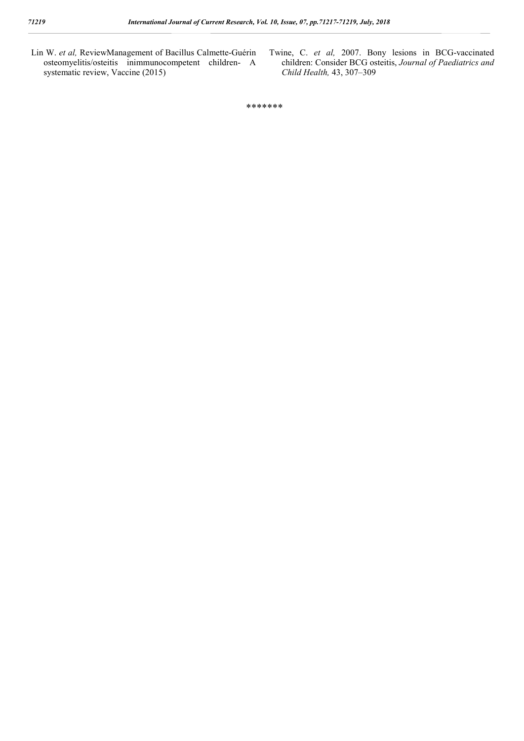Lin W. *et al,* ReviewManagement of Bacillus Calmette-Guérin osteomyelitis/osteitis inimmunocompetent children- A systematic review, Vaccine (2015)

Twine, C. *et al,* 2007. Bony lesions in BCG-vaccinated children: Consider BCG osteitis, *Journal of Paediatrics and Child Health,* 43, 307–309

*******